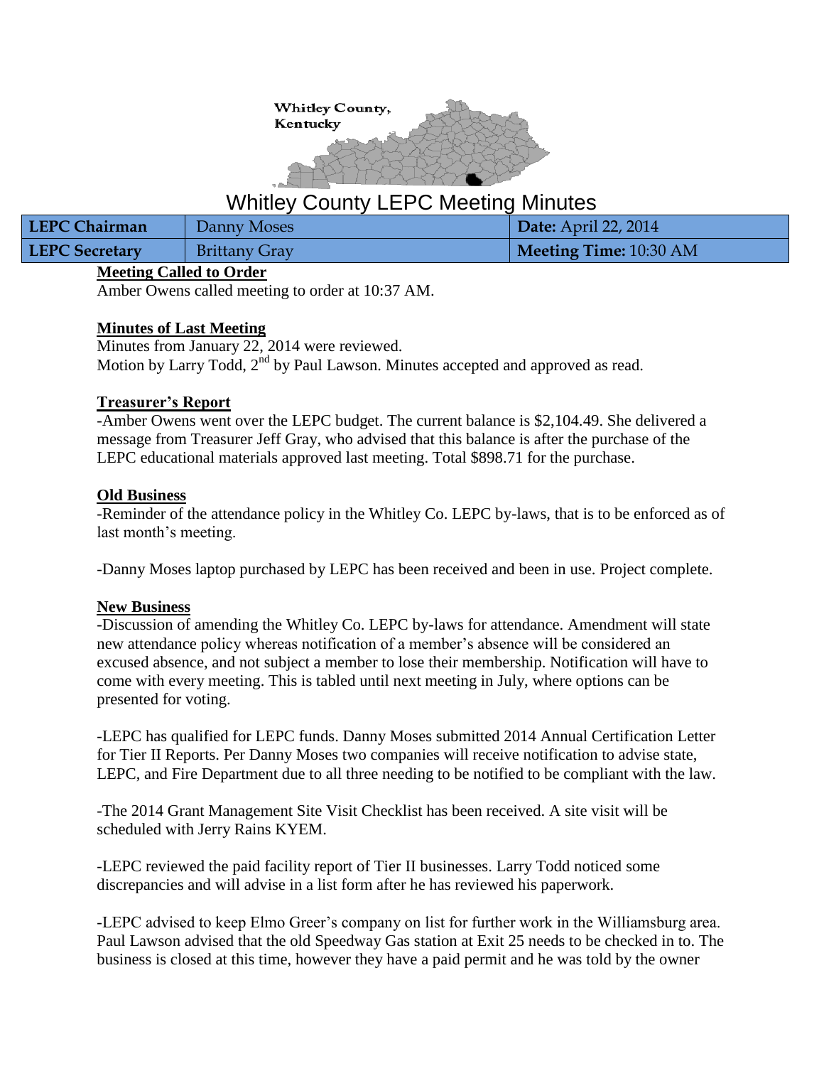Whitley County, Kentucky

# Whitley County LEPC Meeting Minutes

| LEPC Chairman | Danny Moses | Date: April 22, 2014 |
|---|---|---|
| LEPC Secretary | Brittany Gray | Meeting Time: 10:30 AM |

**Meeting Called to Order**

Amber Owens called meeting to order at 10:37 AM.

**Minutes of Last Meeting**

Minutes from January 22, 2014 were reviewed.
Motion by Larry Todd, 2nd by Paul Lawson. Minutes accepted and approved as read.

**Treasurer's Report**

-Amber Owens went over the LEPC budget. The current balance is $2,104.49. She delivered a message from Treasurer Jeff Gray, who advised that this balance is after the purchase of the LEPC educational materials approved last meeting. Total $898.71 for the purchase.

**Old Business**

-Reminder of the attendance policy in the Whitley Co. LEPC by-laws, that is to be enforced as of last month's meeting.

-Danny Moses laptop purchased by LEPC has been received and been in use. Project complete.

**New Business**

-Discussion of amending the Whitley Co. LEPC by-laws for attendance. Amendment will state new attendance policy whereas notification of a member's absence will be considered an excused absence, and not subject a member to lose their membership. Notification will have to come with every meeting. This is tabled until next meeting in July, where options can be presented for voting.

-LEPC has qualified for LEPC funds. Danny Moses submitted 2014 Annual Certification Letter for Tier II Reports. Per Danny Moses two companies will receive notification to advise state, LEPC, and Fire Department due to all three needing to be notified to be compliant with the law.

-The 2014 Grant Management Site Visit Checklist has been received. A site visit will be scheduled with Jerry Rains KYEM.

-LEPC reviewed the paid facility report of Tier II businesses. Larry Todd noticed some discrepancies and will advise in a list form after he has reviewed his paperwork.

-LEPC advised to keep Elmo Greer's company on list for further work in the Williamsburg area. Paul Lawson advised that the old Speedway Gas station at Exit 25 needs to be checked in to. The business is closed at this time, however they have a paid permit and he was told by the owner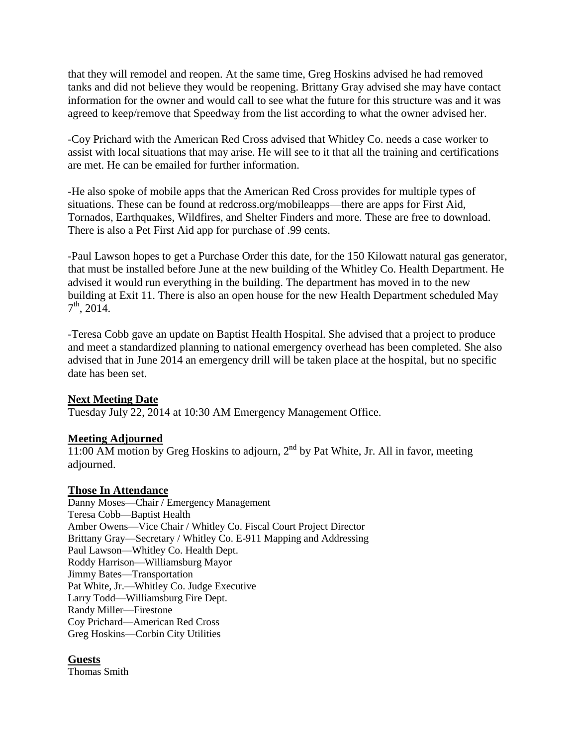that they will remodel and reopen. At the same time, Greg Hoskins advised he had removed tanks and did not believe they would be reopening. Brittany Gray advised she may have contact information for the owner and would call to see what the future for this structure was and it was agreed to keep/remove that Speedway from the list according to what the owner advised her.

-Coy Prichard with the American Red Cross advised that Whitley Co. needs a case worker to assist with local situations that may arise. He will see to it that all the training and certifications are met. He can be emailed for further information.

-He also spoke of mobile apps that the American Red Cross provides for multiple types of situations. These can be found at redcross.org/mobileapps—there are apps for First Aid, Tornados, Earthquakes, Wildfires, and Shelter Finders and more. These are free to download. There is also a Pet First Aid app for purchase of .99 cents.

-Paul Lawson hopes to get a Purchase Order this date, for the 150 Kilowatt natural gas generator, that must be installed before June at the new building of the Whitley Co. Health Department. He advised it would run everything in the building. The department has moved in to the new building at Exit 11. There is also an open house for the new Health Department scheduled May 7th, 2014.

-Teresa Cobb gave an update on Baptist Health Hospital. She advised that a project to produce and meet a standardized planning to national emergency overhead has been completed. She also advised that in June 2014 an emergency drill will be taken place at the hospital, but no specific date has been set.

**Next Meeting Date**

Tuesday July 22, 2014 at 10:30 AM Emergency Management Office.

**Meeting Adjourned**

11:00 AM motion by Greg Hoskins to adjourn, 2nd by Pat White, Jr. All in favor, meeting adjourned.

**Those In Attendance**

Danny Moses—Chair / Emergency Management
Teresa Cobb—Baptist Health
Amber Owens—Vice Chair / Whitley Co. Fiscal Court Project Director
Brittany Gray—Secretary / Whitley Co. E-911 Mapping and Addressing
Paul Lawson—Whitley Co. Health Dept.
Roddy Harrison—Williamsburg Mayor
Jimmy Bates—Transportation
Pat White, Jr.—Whitley Co. Judge Executive
Larry Todd—Williamsburg Fire Dept.
Randy Miller—Firestone
Coy Prichard—American Red Cross
Greg Hoskins—Corbin City Utilities

**Guests**

Thomas Smith